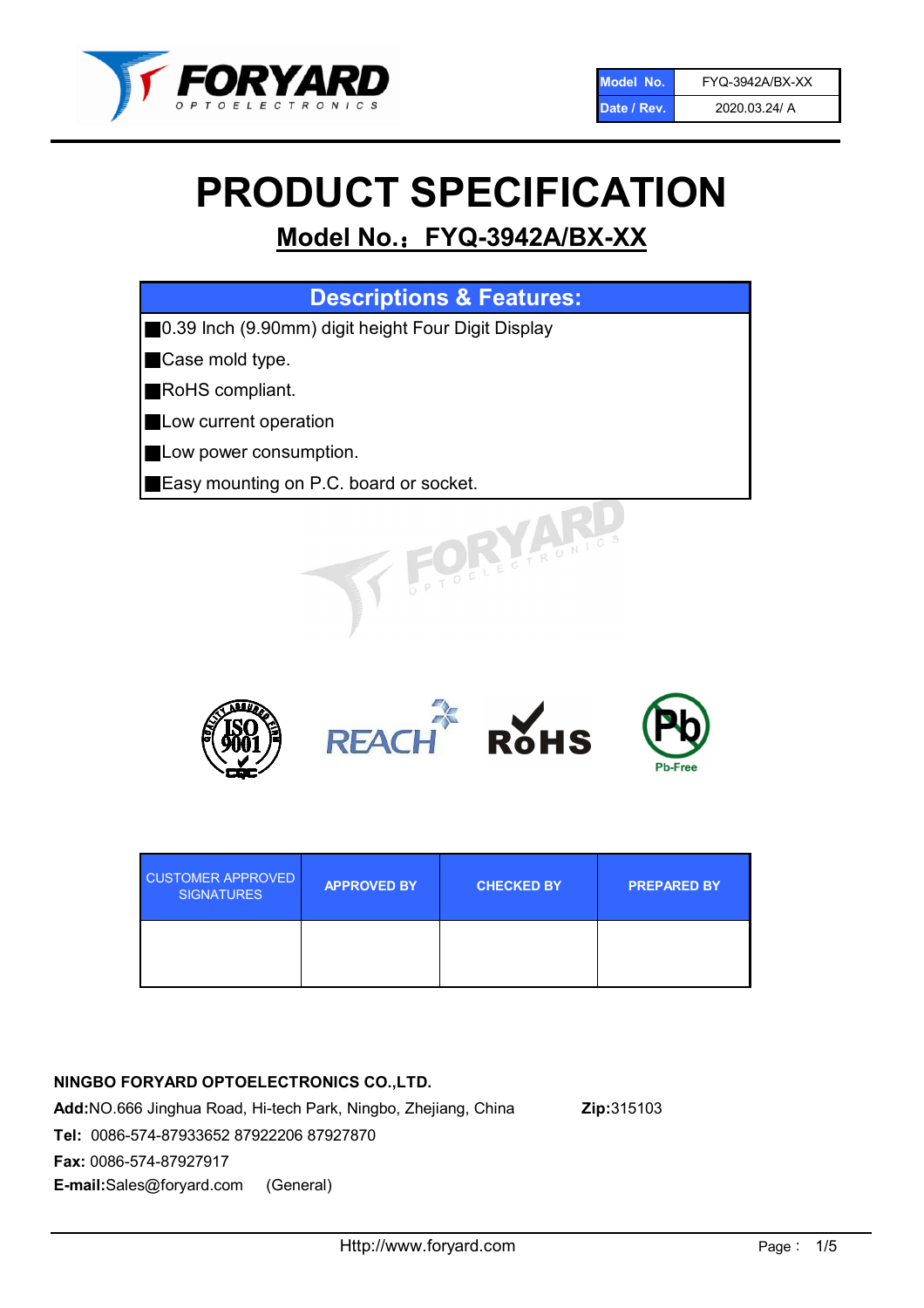| Model No. | FYQ-3942A/BX-XX |
| --- | --- |
| Date / Rev. | 2020.03.24/ A |

# PRODUCT SPECIFICATION

## Model No.：FYQ-3942A/BX-XX

| Descriptions & Features: |
| --- |
| ■0.39 Inch (9.90mm) digit height Four Digit Display |
| ■Case mold type. |
| ■RoHS compliant. |
| ■Low current operation |
| ■Low power consumption. |
| ■Easy mounting on P.C. board or socket. |

| CUSTOMER APPROVED SIGNATURES | APPROVED BY | CHECKED BY | PREPARED BY |
| --- | --- | --- | --- |
| | | | |

**NINGBO FORYARD OPTOELECTRONICS CO.,LTD.**

**Add:**NO.666 Jinghua Road, Hi-tech Park, Ningbo, Zhejiang, China **Zip:**315103

**Tel:** 0086-574-87933652 87922206 87927870

**Fax:** 0086-574-87927917

**E-mail:**Sales@foryard.com (General)

Http://www.foryard.com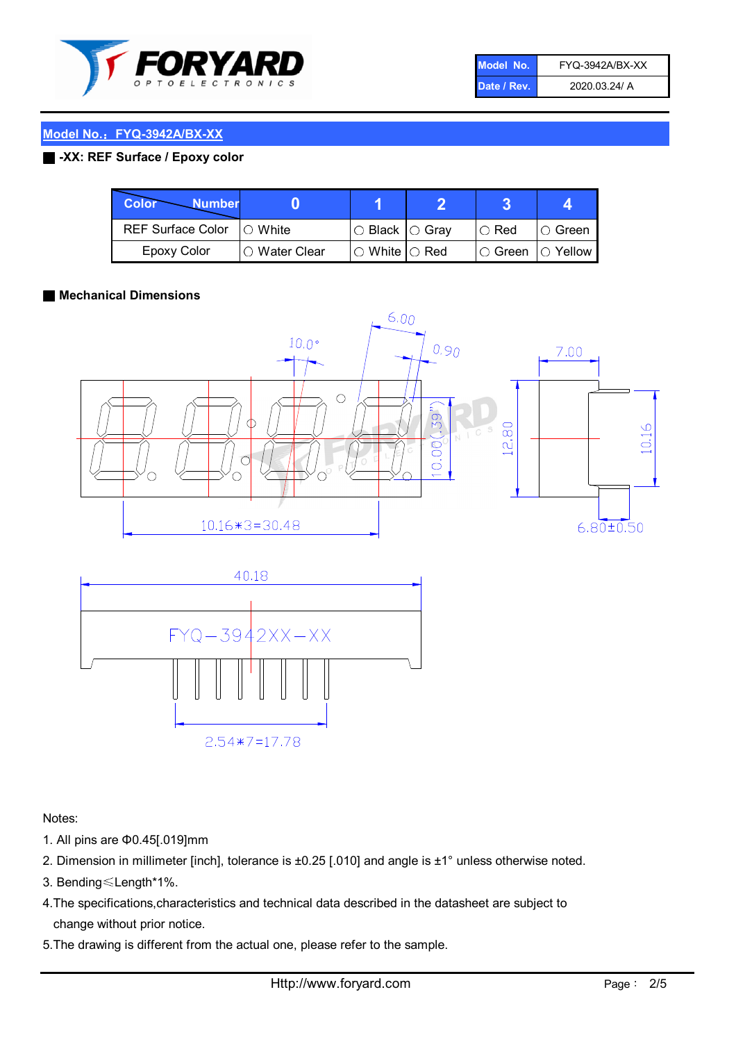| Model No. | FYQ-3942A/BX-XX |
| --- | --- |
| Date / Rev. | 2020.03.24/ A |

## Model No.：FYQ-3942A/BX-XX

**-XX: REF Surface / Epoxy color**

| Color \ Number | 0 | 1 | 2 | 3 | 4 |
| --- | --- | --- | --- | --- | --- |
| REF Surface Color | ○ White | ○ Black | ○ Gray | ○ Red | ○ Green |
| Epoxy Color | ○ Water Clear | ○ White | ○ Red | ○ Green | ○ Yellow |

**Mechanical Dimensions**

6.00
10.0°
0.90
7.00
10.00(.39")
12.80
10.16
10.16*3=30.48
6.80±0.50
40.18
FYQ-3942XX-XX
2.54*7=17.78

Notes:

1. All pins are Φ0.45[.019]mm
2. Dimension in millimeter [inch], tolerance is ±0.25 [.010] and angle is ±1° unless otherwise noted.
3. Bending≤Length*1%.
4. The specifications,characteristics and technical data described in the datasheet are subject to change without prior notice.
5. The drawing is different from the actual one, please refer to the sample.

Http://www.foryard.com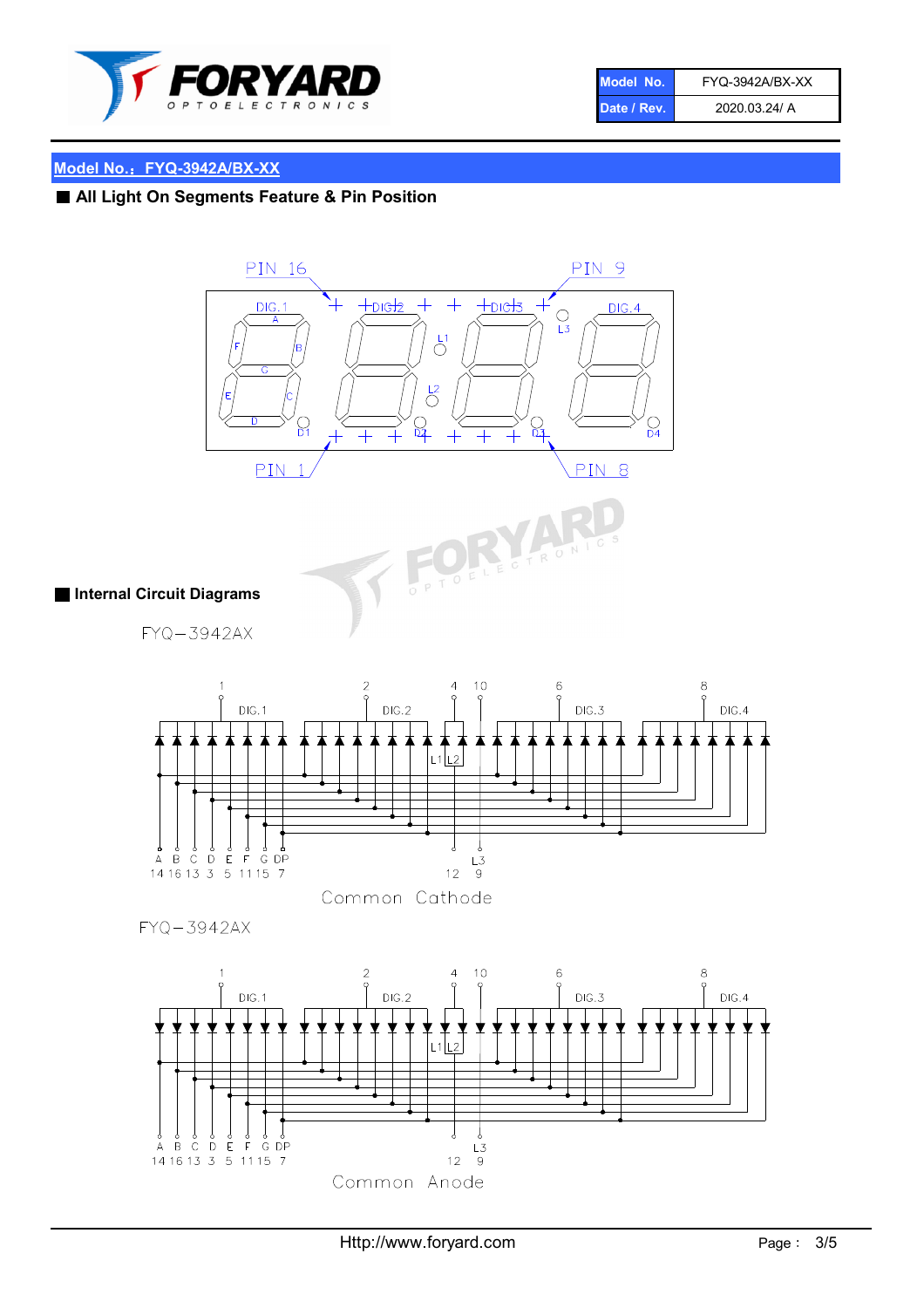## Model No.：FYQ-3942A/BX-XX

### ■ All Light On Segments Feature & Pin Position

PIN 16 PIN 9

DIG.1 DIG.2 DIG.3 DIG.4

A B C D E F G

L1 L2 L3

D1 D2 D3 D4

PIN 1 PIN 8

### ■ Internal Circuit Diagrams

FYQ−3942AX

1 2 4 10 6 8

DIG.1 DIG.2 DIG.3 DIG.4

L1 L2

A B C D E F G DP L3

14 16 13 3 5 11 15 7 12 9

Common Cathode

FYQ−3942AX

1 2 4 10 6 8

DIG.1 DIG.2 DIG.3 DIG.4

L1 L2

A B C D E F G DP L3

14 16 13 3 5 11 15 7 12 9

Common Anode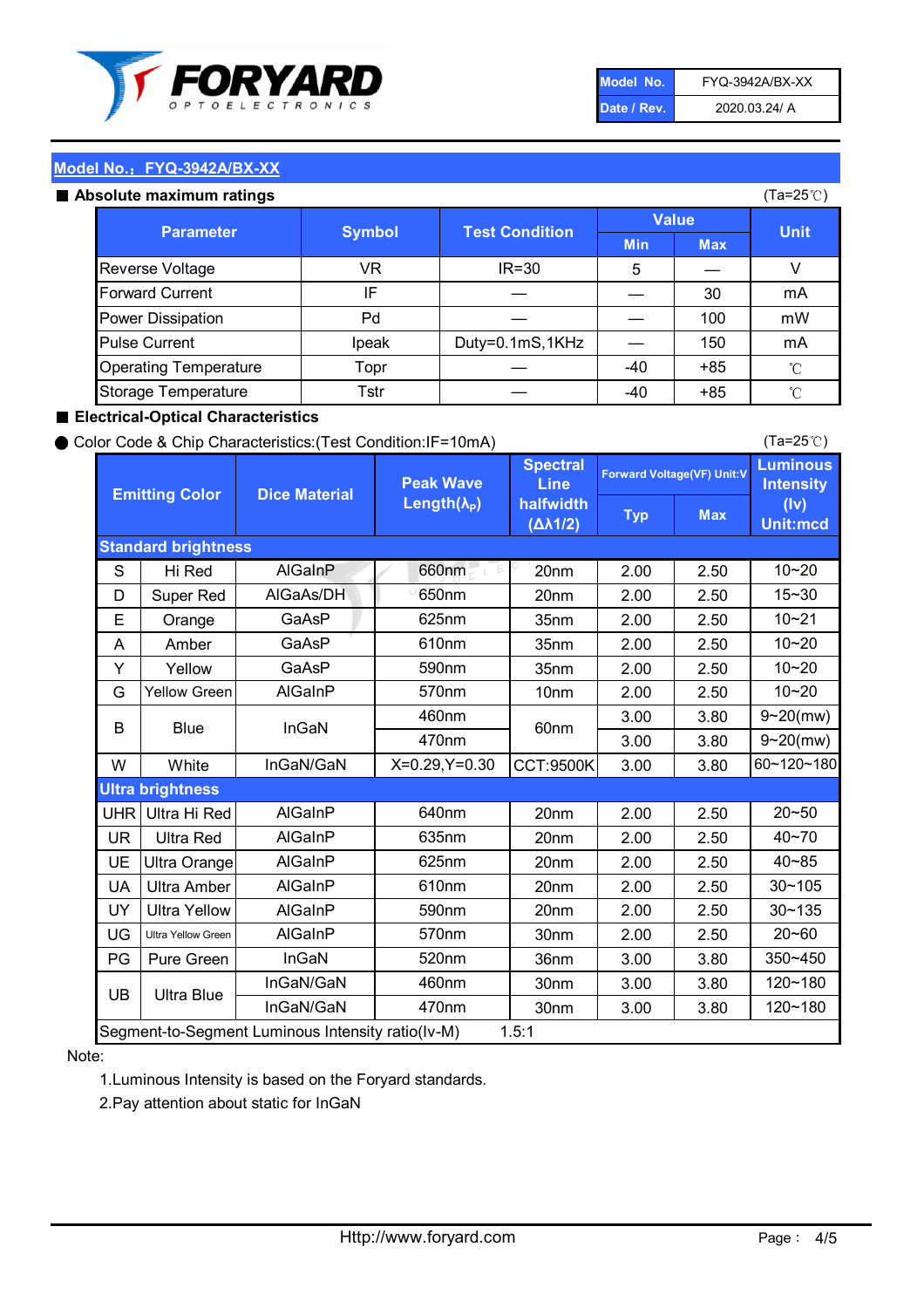| Model No. | FYQ-3942A/BX-XX |
|---|---|
| Date / Rev. | 2020.03.24/ A |

## Model No.：FYQ-3942A/BX-XX

### ■ Absolute maximum ratings

(Ta=25℃)

| Parameter | Symbol | Test Condition | Value | | Unit |
|---|---|---|---|---|---|
| | | | Min | Max | |
| Reverse Voltage | VR | IR=30 | 5 | — | V |
| Forward Current | IF | — | — | 30 | mA |
| Power Dissipation | Pd | — | — | 100 | mW |
| Pulse Current | Ipeak | Duty=0.1mS,1KHz | — | 150 | mA |
| Operating Temperature | Topr | — | -40 | +85 | ℃ |
| Storage Temperature | Tstr | — | -40 | +85 | ℃ |

### ■ Electrical-Optical Characteristics

● Color Code & Chip Characteristics:(Test Condition:IF=10mA)

(Ta=25℃)

| Emitting Color | | Dice Material | Peak Wave Length($\lambda_P$) | Spectral Line halfwidth ($\Delta\lambda 1/2$) | Forward Voltage(VF) Unit:V | | Luminous Intensity (Iv) Unit:mcd |
|---|---|---|---|---|---|---|---|
| | | | | | Typ | Max | |
| **Standard brightness** | | | | | | | |
| S | Hi Red | AlGaInP | 660nm | 20nm | 2.00 | 2.50 | 10~20 |
| D | Super Red | AlGaAs/DH | 650nm | 20nm | 2.00 | 2.50 | 15~30 |
| E | Orange | GaAsP | 625nm | 35nm | 2.00 | 2.50 | 10~21 |
| A | Amber | GaAsP | 610nm | 35nm | 2.00 | 2.50 | 10~20 |
| Y | Yellow | GaAsP | 590nm | 35nm | 2.00 | 2.50 | 10~20 |
| G | Yellow Green | AlGaInP | 570nm | 10nm | 2.00 | 2.50 | 10~20 |
| B | Blue | InGaN | 460nm | 60nm | 3.00 | 3.80 | 9~20(mw) |
| | | | 470nm | | 3.00 | 3.80 | 9~20(mw) |
| W | White | InGaN/GaN | X=0.29,Y=0.30 | CCT:9500K | 3.00 | 3.80 | 60~120~180 |
| **Ultra brightness** | | | | | | | |
| UHR | Ultra Hi Red | AlGaInP | 640nm | 20nm | 2.00 | 2.50 | 20~50 |
| UR | Ultra Red | AlGaInP | 635nm | 20nm | 2.00 | 2.50 | 40~70 |
| UE | Ultra Orange | AlGaInP | 625nm | 20nm | 2.00 | 2.50 | 40~85 |
| UA | Ultra Amber | AlGaInP | 610nm | 20nm | 2.00 | 2.50 | 30~105 |
| UY | Ultra Yellow | AlGaInP | 590nm | 20nm | 2.00 | 2.50 | 30~135 |
| UG | Ultra Yellow Green | AlGaInP | 570nm | 30nm | 2.00 | 2.50 | 20~60 |
| PG | Pure Green | InGaN | 520nm | 36nm | 3.00 | 3.80 | 350~450 |
| UB | Ultra Blue | InGaN/GaN | 460nm | 30nm | 3.00 | 3.80 | 120~180 |
| | | InGaN/GaN | 470nm | 30nm | 3.00 | 3.80 | 120~180 |
| Segment-to-Segment Luminous Intensity ratio(Iv-M) | | | 1.5:1 | | | | |

Note:

1.Luminous Intensity is based on the Foryard standards.

2.Pay attention about static for InGaN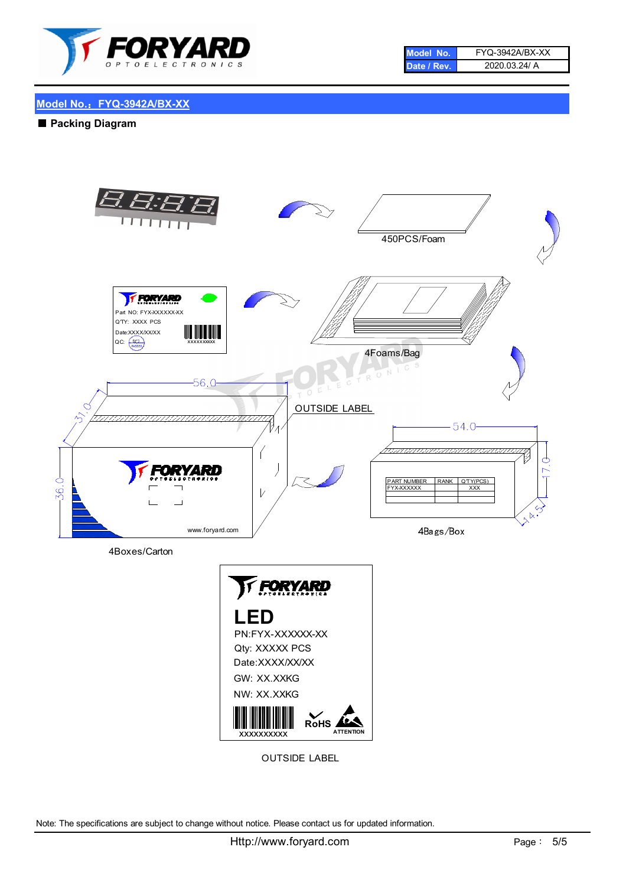| Model No. | FYQ-3942A/BX-XX |
| --- | --- |
| Date / Rev. | 2020.03.24/ A |

## Model No.：FYQ-3942A/BX-XX

■ **Packing Diagram**

450PCS/Foam

FORYARD
Part NO: FYX-XXXXXXX-XX
Q'TY: XXXX PCS
Date:XXXX/XX/XX
QC:
XXXXXXXXXX

4Foams/Bag

56.0
31.0
36.0
OUTSIDE LABEL
FORYARD
www.foryard.com

4Boxes/Carton

54.0
17.0
14.5

| PART NUMBER | RANK | Q'TY(PCS) |
| --- | --- | --- |
| FYX-XXXXXX | | XXX |
| | | |
| | | |

4Bags/Box

FORYARD
LED
PN:FYX-XXXXXX-XX
Qty: XXXXX PCS
Date:XXXX/XX/XX
GW: XX.XXKG
NW: XX.XXKG
XXXXXXXXXX
RoHS
ATTENTION

OUTSIDE LABEL

Note: The specifications are subject to change without notice. Please contact us for updated information.

Http://www.foryard.com